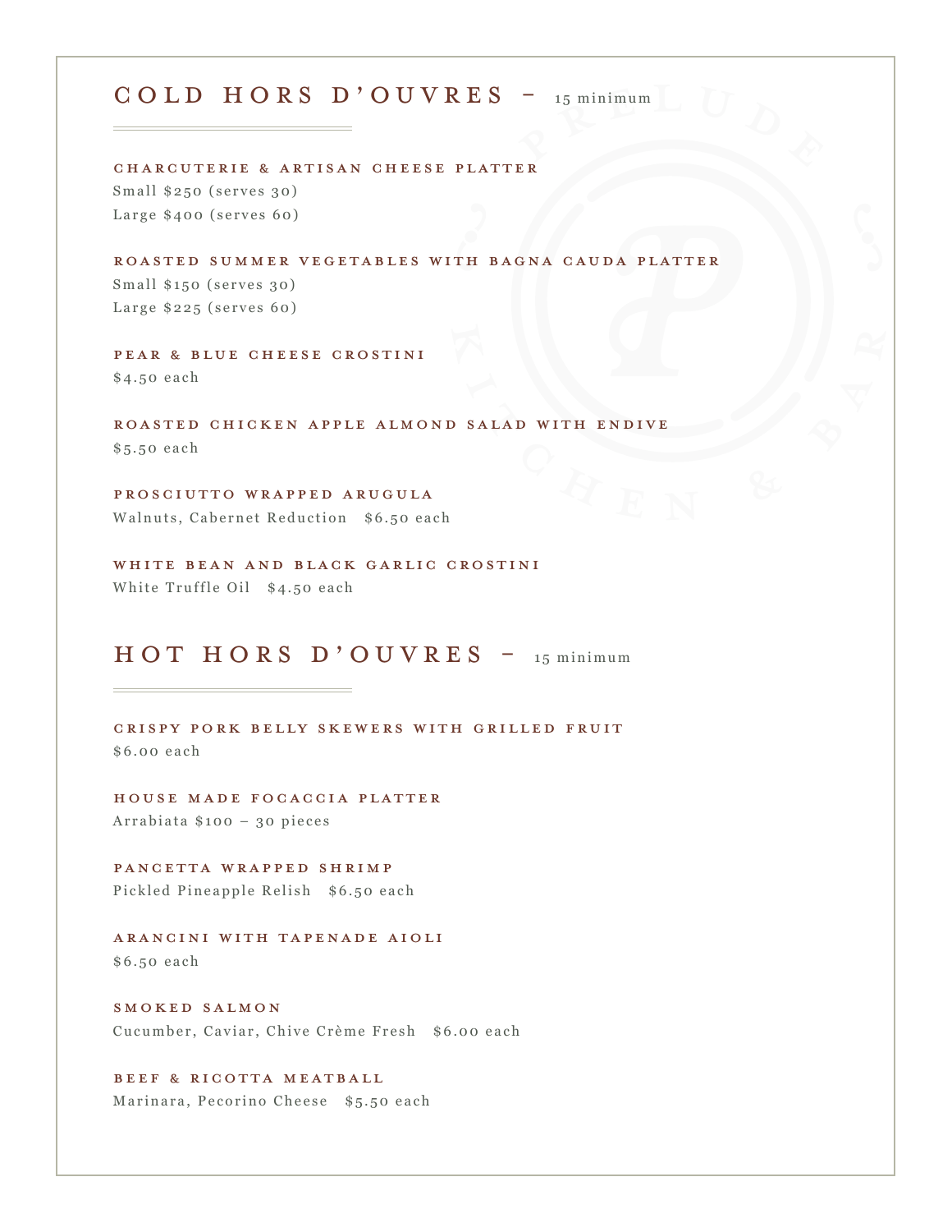## COLD HORS D'OUVRES – 15 minimum

### CHARCUTERIE & ARTISAN CHEESE PLATTER
Small $250 (serves 30)
Large $400 (serves 60)

### ROASTED SUMMER VEGETABLES WITH BAGNA CAUDA PLATTER
Small $150 (serves 30)
Large $225 (serves 60)

### PEAR & BLUE CHEESE CROSTINI
$4.50 each

### ROASTED CHICKEN APPLE ALMOND SALAD WITH ENDIVE
$5.50 each

### PROSCIUTTO WRAPPED ARUGULA
Walnuts, Cabernet Reduction $6.50 each

### WHITE BEAN AND BLACK GARLIC CROSTINI
White Truffle Oil $4.50 each

## HOT HORS D'OUVRES – 15 minimum

### CRISPY PORK BELLY SKEWERS WITH GRILLED FRUIT
$6.00 each

### HOUSE MADE FOCACCIA PLATTER
Arrabiata $100 – 30 pieces

### PANCETTA WRAPPED SHRIMP
Pickled Pineapple Relish $6.50 each

### ARANCINI WITH TAPENADE AIOLI
$6.50 each

### SMOKED SALMON
Cucumber, Caviar, Chive Crème Fresh $6.00 each

### BEEF & RICOTTA MEATBALL
Marinara, Pecorino Cheese $5.50 each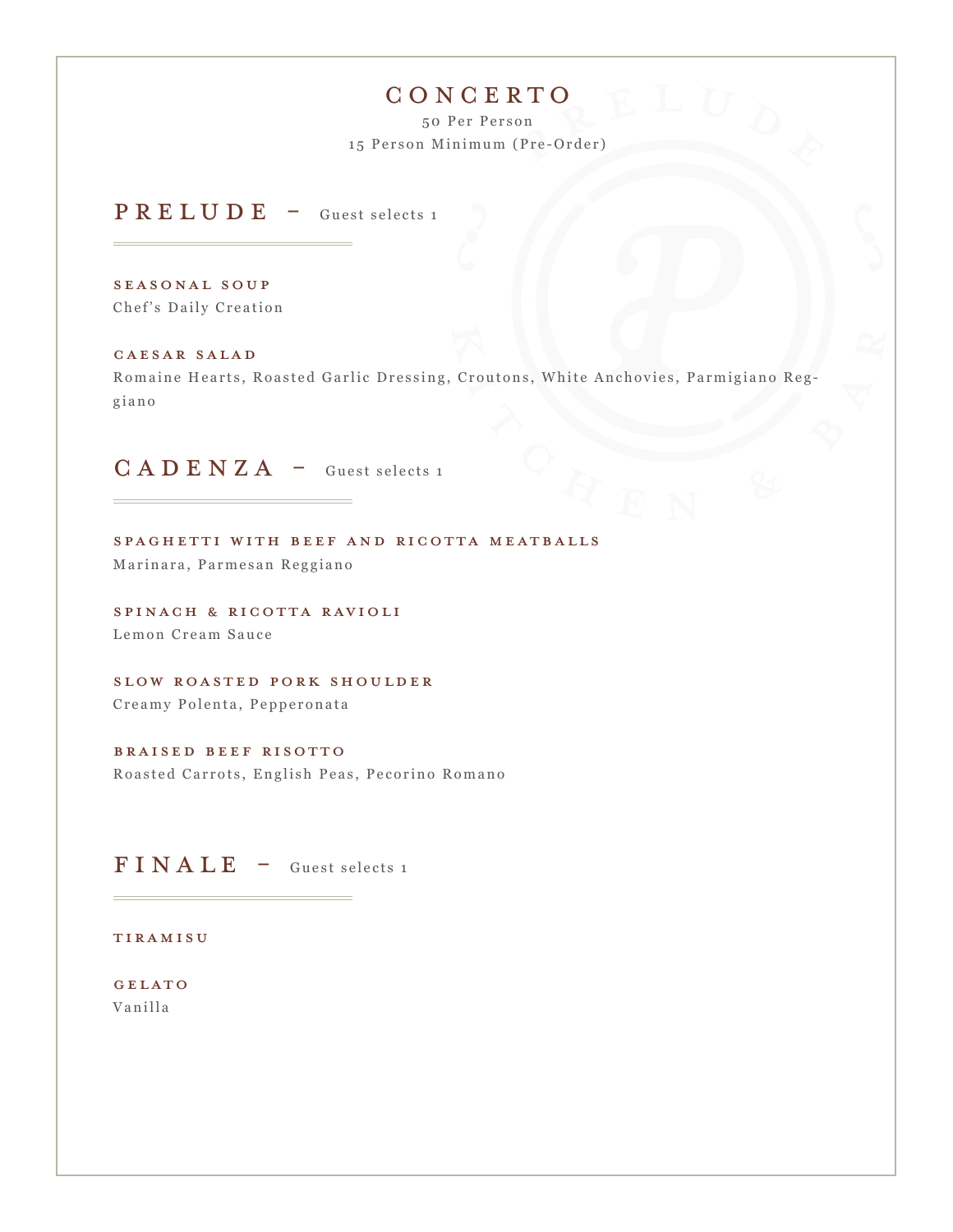# CONCERTO

50 Per Person

15 Person Minimum (Pre-Order)

## PRELUDE – Guest selects 1

**SEASONAL SOUP**
Chef's Daily Creation

**CAESAR SALAD**
Romaine Hearts, Roasted Garlic Dressing, Croutons, White Anchovies, Parmigiano Reggiano

## CADENZA – Guest selects 1

**SPAGHETTI WITH BEEF AND RICOTTA MEATBALLS**
Marinara, Parmesan Reggiano

**SPINACH & RICOTTA RAVIOLI**
Lemon Cream Sauce

**SLOW ROASTED PORK SHOULDER**
Creamy Polenta, Pepperonata

**BRAISED BEEF RISOTTO**
Roasted Carrots, English Peas, Pecorino Romano

## FINALE – Guest selects 1

**TIRAMISU**

**GELATO**
Vanilla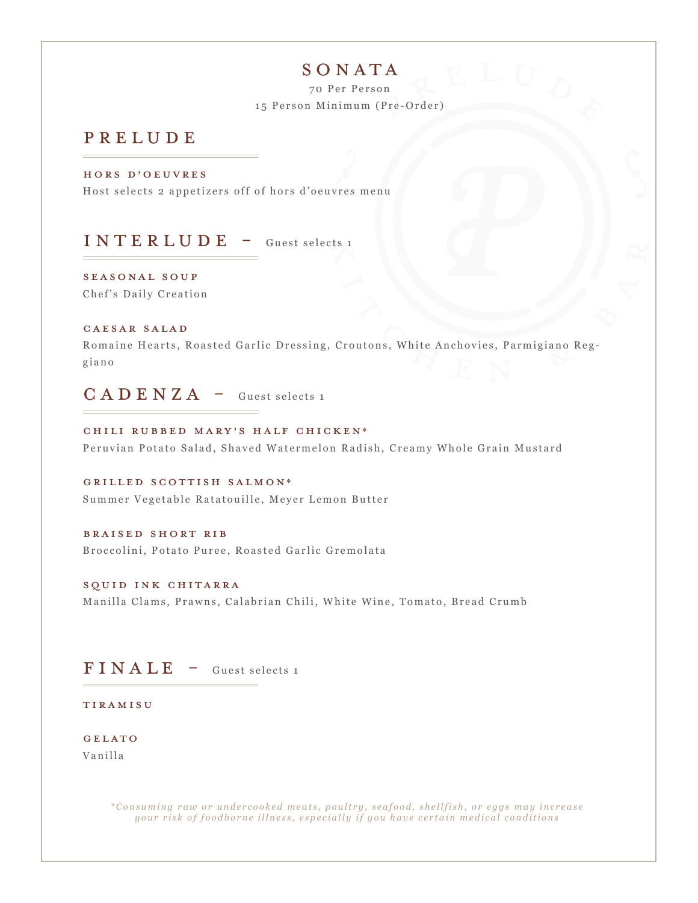# SONATA

70 Per Person

15 Person Minimum (Pre-Order)

## PRELUDE

### HORS D'OEUVRES

Host selects 2 appetizers off of hors d'oeuvres menu

## INTERLUDE – Guest selects 1

### SEASONAL SOUP

Chef's Daily Creation

### CAESAR SALAD

Romaine Hearts, Roasted Garlic Dressing, Croutons, White Anchovies, Parmigiano Reggiano

## CADENZA – Guest selects 1

### CHILI RUBBED MARY'S HALF CHICKEN*

Peruvian Potato Salad, Shaved Watermelon Radish, Creamy Whole Grain Mustard

### GRILLED SCOTTISH SALMON*

Summer Vegetable Ratatouille, Meyer Lemon Butter

### BRAISED SHORT RIB

Broccolini, Potato Puree, Roasted Garlic Gremolata

### SQUID INK CHITARRA

Manilla Clams, Prawns, Calabrian Chili, White Wine, Tomato, Bread Crumb

## FINALE – Guest selects 1

### TIRAMISU

### GELATO

Vanilla

*\*Consuming raw or undercooked meats, poultry, seafood, shellfish, or eggs may increase your risk of foodborne illness, especially if you have certain medical conditions*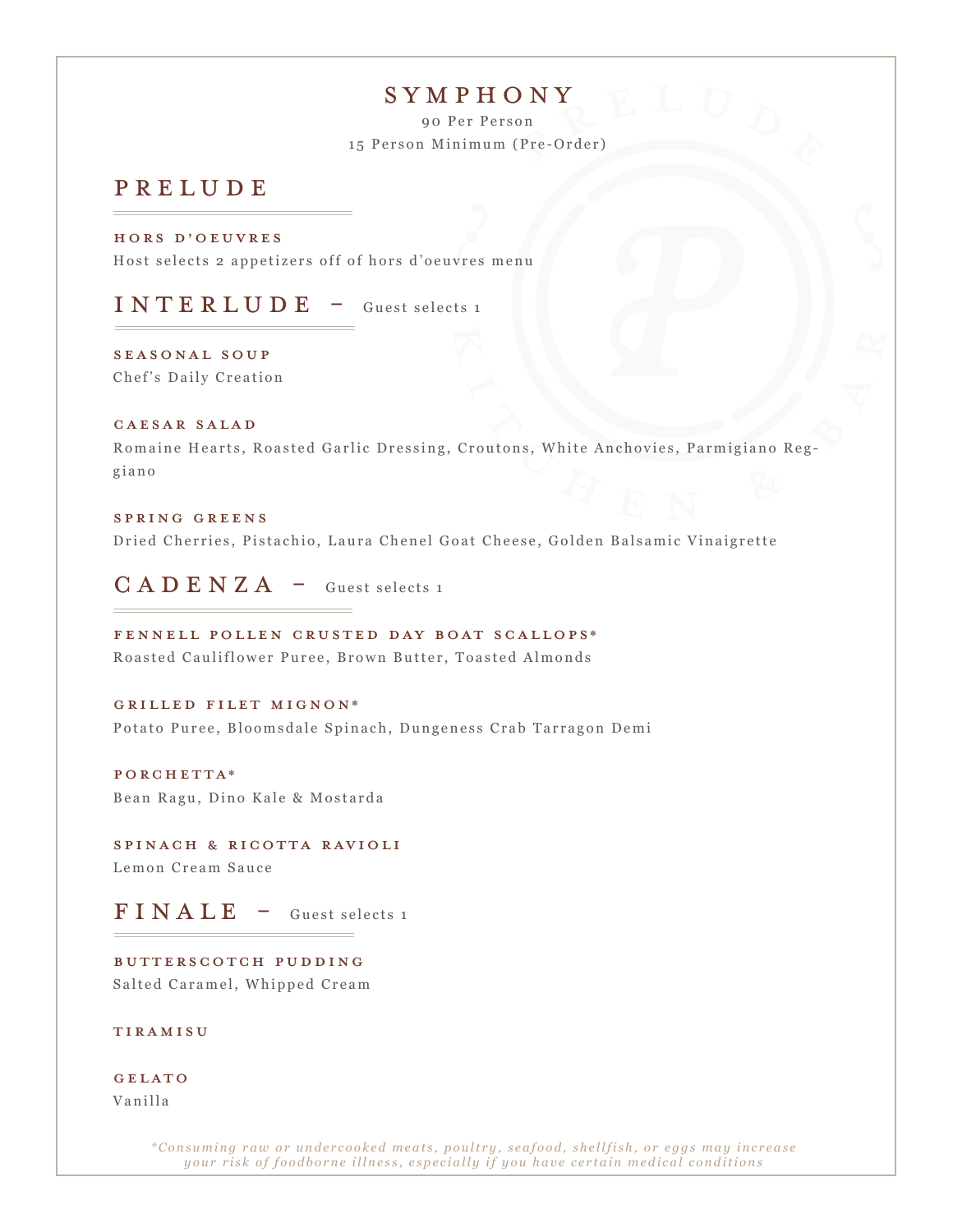# SYMPHONY

90 Per Person

15 Person Minimum (Pre-Order)

## PRELUDE

### HORS D'OEUVRES

Host selects 2 appetizers off of hors d'oeuvres menu

## INTERLUDE – Guest selects 1

### SEASONAL SOUP

Chef's Daily Creation

### CAESAR SALAD

Romaine Hearts, Roasted Garlic Dressing, Croutons, White Anchovies, Parmigiano Reggiano

### SPRING GREENS

Dried Cherries, Pistachio, Laura Chenel Goat Cheese, Golden Balsamic Vinaigrette

## CADENZA – Guest selects 1

### FENNELL POLLEN CRUSTED DAY BOAT SCALLOPS*

Roasted Cauliflower Puree, Brown Butter, Toasted Almonds

### GRILLED FILET MIGNON*

Potato Puree, Bloomsdale Spinach, Dungeness Crab Tarragon Demi

### PORCHETTA*

Bean Ragu, Dino Kale & Mostarda

### SPINACH & RICOTTA RAVIOLI

Lemon Cream Sauce

## FINALE – Guest selects 1

### BUTTERSCOTCH PUDDING

Salted Caramel, Whipped Cream

### TIRAMISU

### GELATO

Vanilla

*\*Consuming raw or undercooked meats, poultry, seafood, shellfish, or eggs may increase your risk of foodborne illness, especially if you have certain medical conditions*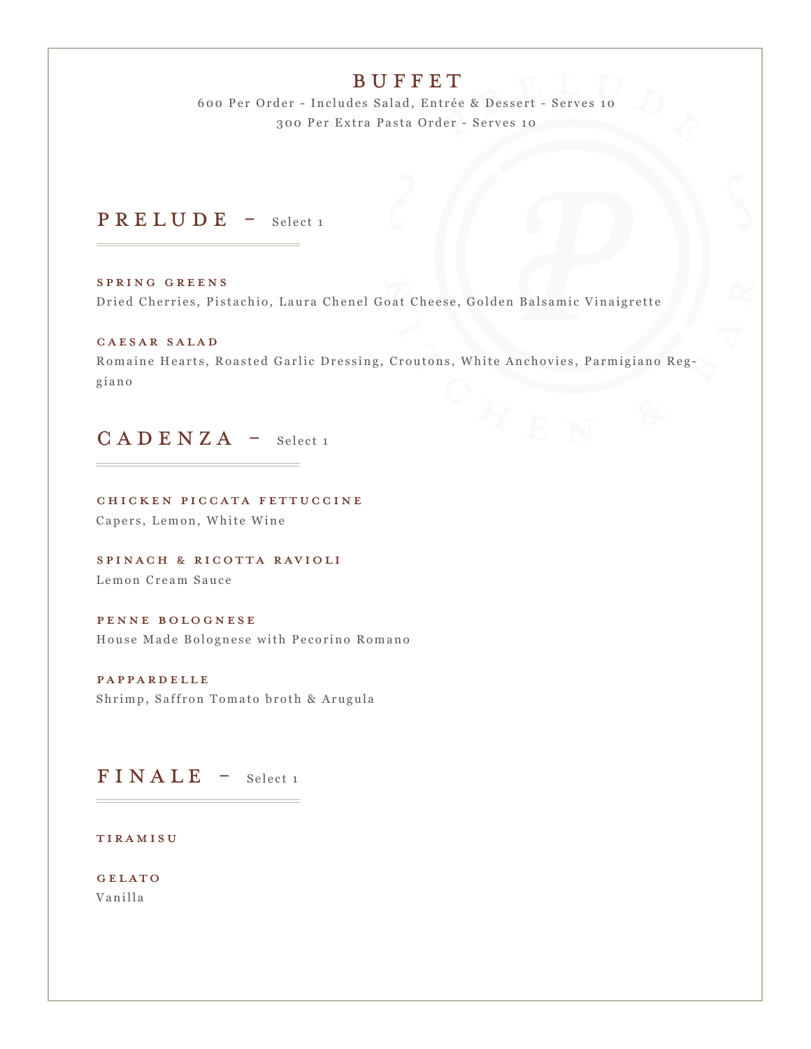# BUFFET

600 Per Order - Includes Salad, Entrée & Dessert - Serves 10

300 Per Extra Pasta Order - Serves 10

## PRELUDE – Select 1

### SPRING GREENS

Dried Cherries, Pistachio, Laura Chenel Goat Cheese, Golden Balsamic Vinaigrette

### CAESAR SALAD

Romaine Hearts, Roasted Garlic Dressing, Croutons, White Anchovies, Parmigiano Reggiano

## CADENZA – Select 1

### CHICKEN PICCATA FETTUCCINE

Capers, Lemon, White Wine

### SPINACH & RICOTTA RAVIOLI

Lemon Cream Sauce

### PENNE BOLOGNESE

House Made Bolognese with Pecorino Romano

### PAPPARDELLE

Shrimp, Saffron Tomato broth & Arugula

## FINALE – Select 1

### TIRAMISU

### GELATO

Vanilla